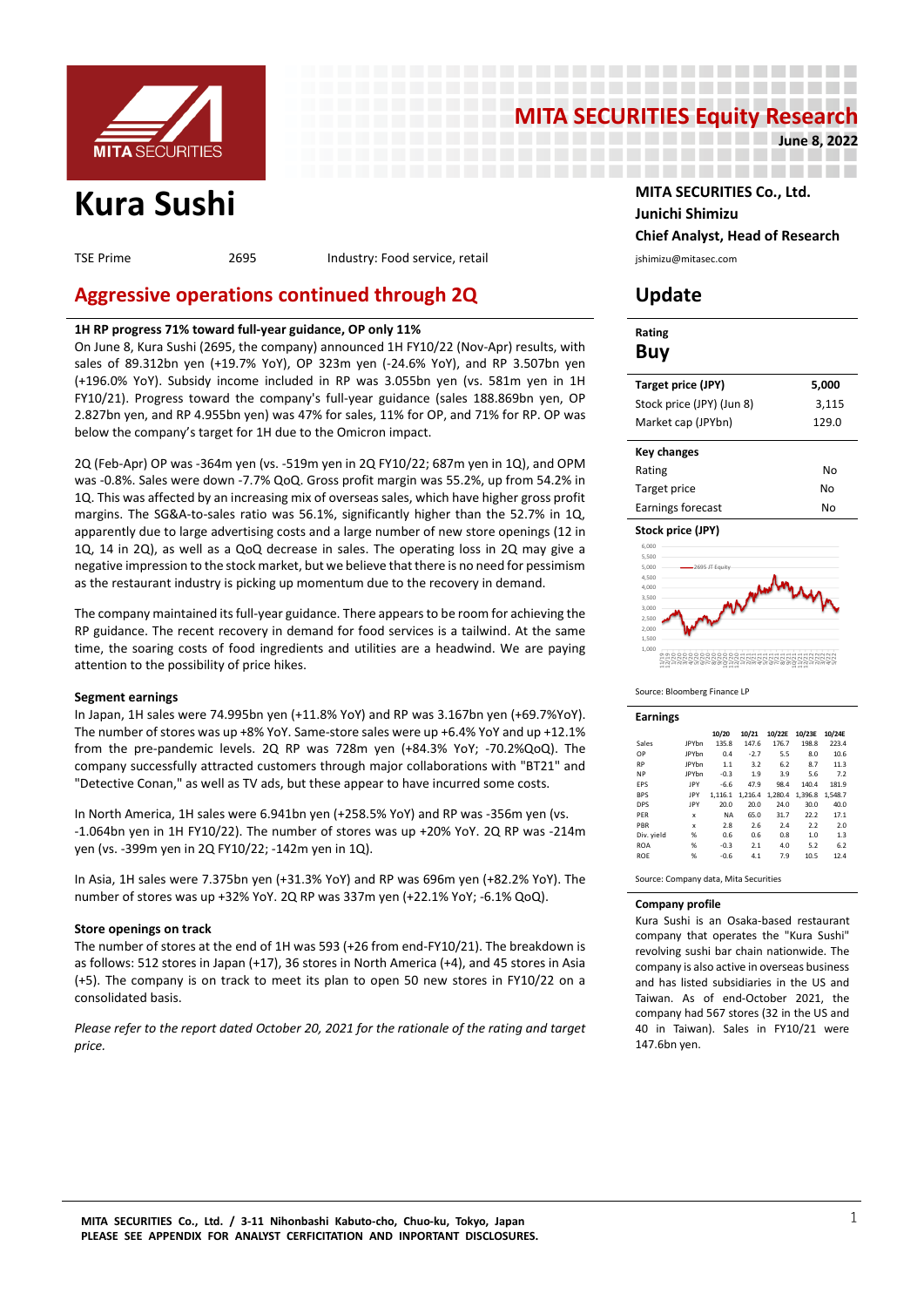# MITA SECURITIES Equity Research

**June 8, 2022**

# Kura Sushi

TSE Prime | 2695 | Industry: Food service, retail

**MITA SECURITIES Co., Ltd.**
**Junichi Shimizu**
**Chief Analyst, Head of Research**
jshimizu@mitasec.com

## Aggressive operations continued through 2Q

## Update

**1H RP progress 71% toward full-year guidance, OP only 11%**

On June 8, Kura Sushi (2695, the company) announced 1H FY10/22 (Nov-Apr) results, with sales of 89.312bn yen (+19.7% YoY), OP 323m yen (-24.6% YoY), and RP 3.507bn yen (+196.0% YoY). Subsidy income included in RP was 3.055bn yen (vs. 581m yen in 1H FY10/21). Progress toward the company's full-year guidance (sales 188.869bn yen, OP 2.827bn yen, and RP 4.955bn yen) was 47% for sales, 11% for OP, and 71% for RP. OP was below the company's target for 1H due to the Omicron impact.

2Q (Feb-Apr) OP was -364m yen (vs. -519m yen in 2Q FY10/22; 687m yen in 1Q), and OPM was -0.8%. Sales were down -7.7% QoQ. Gross profit margin was 55.2%, up from 54.2% in 1Q. This was affected by an increasing mix of overseas sales, which have higher gross profit margins. The SG&A-to-sales ratio was 56.1%, significantly higher than the 52.7% in 1Q, apparently due to large advertising costs and a large number of new store openings (12 in 1Q, 14 in 2Q), as well as a QoQ decrease in sales. The operating loss in 2Q may give a negative impression to the stock market, but we believe that there is no need for pessimism as the restaurant industry is picking up momentum due to the recovery in demand.

The company maintained its full-year guidance. There appears to be room for achieving the RP guidance. The recent recovery in demand for food services is a tailwind. At the same time, the soaring costs of food ingredients and utilities are a headwind. We are paying attention to the possibility of price hikes.

**Segment earnings**

In Japan, 1H sales were 74.995bn yen (+11.8% YoY) and RP was 3.167bn yen (+69.7%YoY). The number of stores was up +8% YoY. Same-store sales were up +6.4% YoY and up +12.1% from the pre-pandemic levels. 2Q RP was 728m yen (+84.3% YoY; -70.2%QoQ). The company successfully attracted customers through major collaborations with "BT21" and "Detective Conan," as well as TV ads, but these appear to have incurred some costs.

In North America, 1H sales were 6.941bn yen (+258.5% YoY) and RP was -356m yen (vs. -1.064bn yen in 1H FY10/22). The number of stores was up +20% YoY. 2Q RP was -214m yen (vs. -399m yen in 2Q FY10/22; -142m yen in 1Q).

In Asia, 1H sales were 7.375bn yen (+31.3% YoY) and RP was 696m yen (+82.2% YoY). The number of stores was up +32% YoY. 2Q RP was 337m yen (+22.1% YoY; -6.1% QoQ).

**Store openings on track**

The number of stores at the end of 1H was 593 (+26 from end-FY10/21). The breakdown is as follows: 512 stores in Japan (+17), 36 stores in North America (+4), and 45 stores in Asia (+5). The company is on track to meet its plan to open 50 new stores in FY10/22 on a consolidated basis.

*Please refer to the report dated October 20, 2021 for the rationale of the rating and target price.*

**Rating**

**Buy**

| | |
|---|---|
| **Target price (JPY)** | **5,000** |
| Stock price (JPY) (Jun 8) | 3,115 |
| Market cap (JPYbn) | 129.0 |

| **Key changes** | |
|---|---|
| Rating | No |
| Target price | No |
| Earnings forecast | No |

**Stock price (JPY)**

Source: Bloomberg Finance LP

**Earnings**

| | | 10/20 | 10/21 | 10/22E | 10/23E | 10/24E |
|---|---|---|---|---|---|---|
| Sales | JPYbn | 135.8 | 147.6 | 176.7 | 198.8 | 223.4 |
| OP | JPYbn | 0.4 | -2.7 | 5.5 | 8.0 | 10.6 |
| RP | JPYbn | 1.1 | 3.2 | 6.2 | 8.7 | 11.3 |
| NP | JPYbn | -0.3 | 1.9 | 3.9 | 5.6 | 7.2 |
| EPS | JPY | -6.6 | 47.9 | 98.4 | 140.4 | 181.9 |
| BPS | JPY | 1,116.1 | 1,216.4 | 1,280.4 | 1,396.8 | 1,548.7 |
| DPS | JPY | 20.0 | 20.0 | 24.0 | 30.0 | 40.0 |
| PER | x | NA | 65.0 | 31.7 | 22.2 | 17.1 |
| PBR | x | 2.8 | 2.6 | 2.4 | 2.2 | 2.0 |
| Div. yield | % | 0.6 | 0.6 | 0.8 | 1.0 | 1.3 |
| ROA | % | -0.3 | 2.1 | 4.0 | 5.2 | 6.2 |
| ROE | % | -0.6 | 4.1 | 7.9 | 10.5 | 12.4 |

Source: Company data, Mita Securities

**Company profile**

Kura Sushi is an Osaka-based restaurant company that operates the "Kura Sushi" revolving sushi bar chain nationwide. The company is also active in overseas business and has listed subsidiaries in the US and Taiwan. As of end-October 2021, the company had 567 stores (32 in the US and 40 in Taiwan). Sales in FY10/21 were 147.6bn yen.

MITA SECURITIES Co., Ltd. / 3-11 Nihonbashi Kabuto-cho, Chuo-ku, Tokyo, Japan
PLEASE SEE APPENDIX FOR ANALYST CERFICITATION AND INPORTANT DISCLOSURES.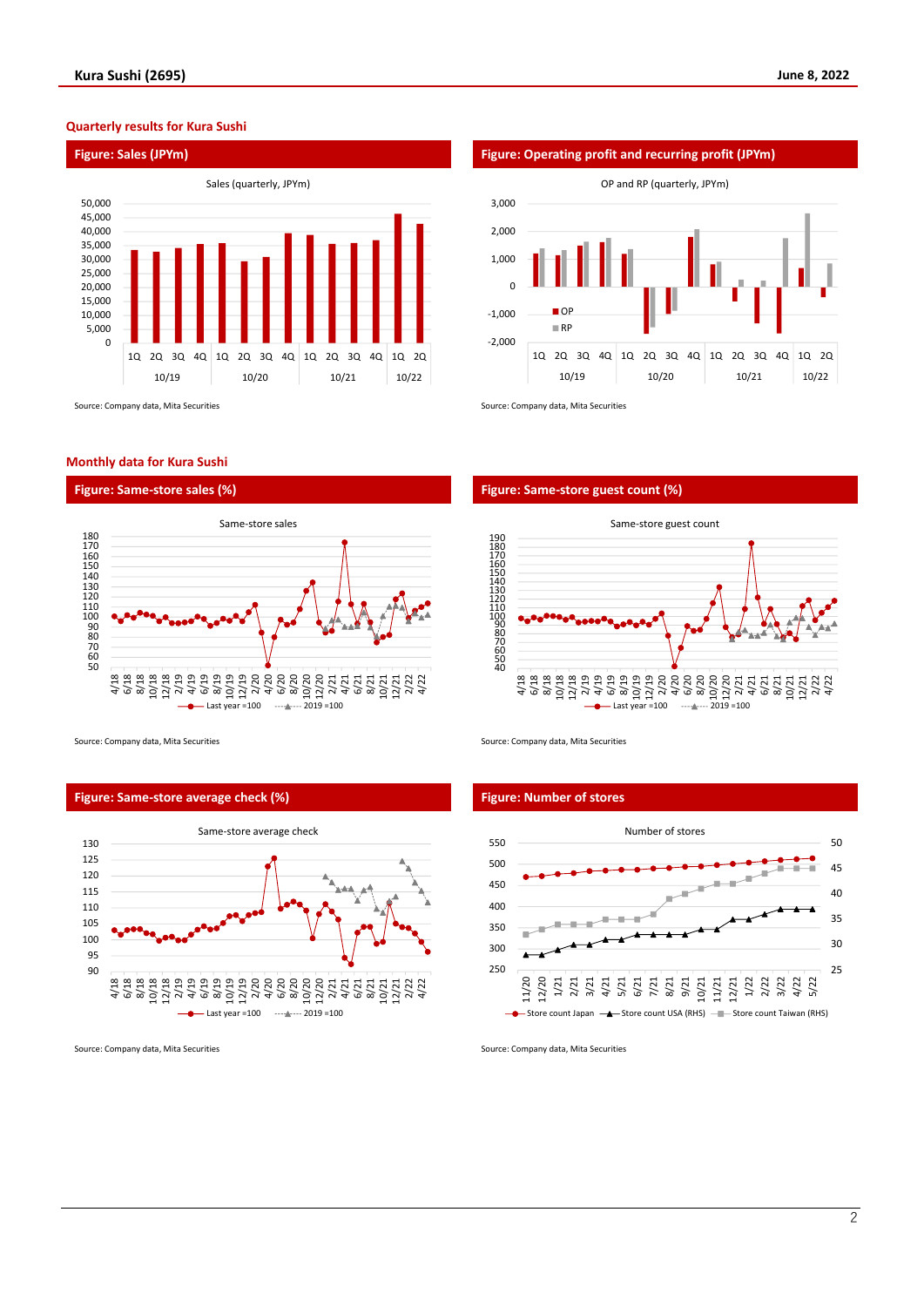## Quarterly results for Kura Sushi

### Figure: Sales (JPYm)

Sales (quarterly, JPYm)

Source: Company data, Mita Securities

### Figure: Operating profit and recurring profit (JPYm)

OP and RP (quarterly, JPYm)

Source: Company data, Mita Securities

## Monthly data for Kura Sushi

### Figure: Same-store sales (%)

Same-store sales

Source: Company data, Mita Securities

### Figure: Same-store guest count (%)

Same-store guest count

Source: Company data, Mita Securities

### Figure: Same-store average check (%)

Same-store average check

Source: Company data, Mita Securities

### Figure: Number of stores

Number of stores

Source: Company data, Mita Securities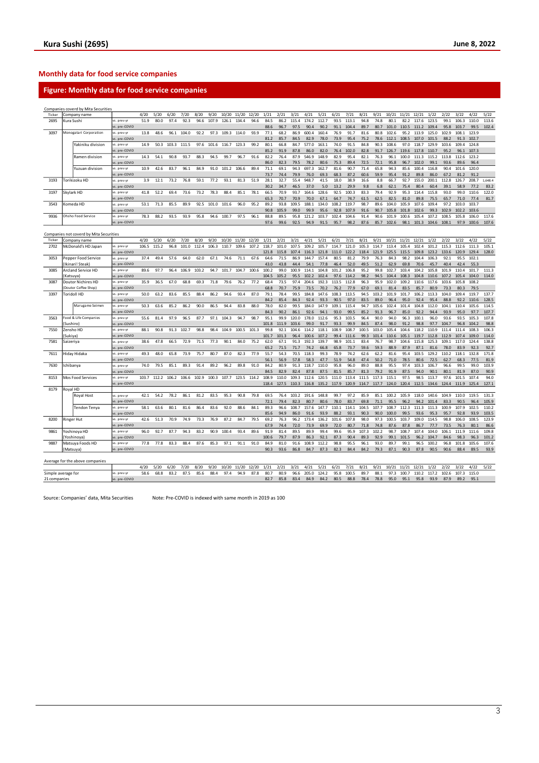## Monthly data for food service companies

### Figure: Monthly data for food service companies

Companies coverd by Mita Securities

| Ticker | Company name | | 4/20 | 5/20 | 6/20 | 7/20 | 8/20 | 9/20 | 10/20 | 11/20 | 12/20 | 1/21 | 2/21 | 3/21 | 4/21 | 5/21 | 6/21 | 7/21 | 8/21 | 9/21 | 10/21 | 11/21 | 12/21 | 1/22 | 2/22 | 3/22 | 4/22 | 5/22 |
|---|---|---|---|---|---|---|---|---|---|---|---|---|---|---|---|---|---|---|---|---|---|---|---|---|---|---|---|---|
| 2695 | Kura Sushi | vs. prev yr | 51.9 | 80.0 | 97.4 | 92.3 | 94.6 | 107.9 | 126.1 | 134.4 | 94.6 | 84.5 | 86.2 | 115.4 | 174.2 | 112.7 | 93.5 | 113.1 | 94.8 | 74.8 | 80.1 | 82.2 | 117.6 | 123.5 | 99.1 | 106.3 | 110.0 | 113.6 |
| | | vs. pre-COVID | | | | | | | | | | 88.6 | 96.7 | 97.5 | 90.4 | 90.2 | 91.1 | 104.4 | 89.7 | 80.7 | 101.0 | 110.5 | 111.2 | 109.4 | 95.8 | 103.7 | 99.5 | 102.4 |
| 3097 | Monogatari Corporation | vs. prev yr | 13.8 | 48.6 | 96.1 | 104.0 | 92.2 | 97.3 | 109.3 | 114.0 | 93.9 | 77.1 | 68.2 | 86.9 | 600.4 | 160.4 | 76.9 | 91.7 | 81.6 | 80.8 | 102.6 | 95.2 | 113.9 | 125.0 | 102.9 | 108.1 | 123.9 | |
| | | vs. pre-COVID | | | | | | | | | | 81.2 | 85.7 | 84.5 | 82.9 | 78.0 | 73.9 | 95.4 | 75.2 | 78.6 | 112.1 | 108.5 | 107.0 | 101.5 | 88.2 | 91.3 | 102.7 | |
| | Yakiniku division | vs. prev yr | 14.9 | 50.3 | 103.3 | 111.5 | 97.6 | 101.6 | 116.7 | 123.3 | 99.2 | 80.1 | 66.8 | 84.7 | 577.0 | 163.1 | 74.0 | 91.5 | 84.8 | 90.3 | 108.6 | 97.0 | 118.7 | 129.9 | 103.6 | 109.4 | 124.8 | |
| | | vs. pre-COVID | | | | | | | | | | 85.2 | 91.9 | 87.8 | 86.0 | 82.0 | 76.4 | 102.0 | 82.8 | 91.7 | 126.7 | 119.6 | 117.8 | 110.7 | 95.2 | 96.1 | 107.3 | |
| | Ramen division | vs. prev yr | 14.3 | 54.1 | 90.8 | 93.7 | 88.3 | 94.5 | 99.7 | 96.7 | 91.6 | 82.2 | 76.4 | 87.9 | 546.9 | 148.9 | 82.9 | 95.4 | 82.1 | 76.3 | 96.1 | 100.0 | 111.3 | 115.2 | 113.8 | 112.6 | 123.2 | |
| | | vs. pre-COVID | | | | | | | | | | 86.0 | 82.3 | 79.5 | 78.2 | 80.6 | 75.3 | 89.4 | 72.5 | 72.1 | 95.8 | 96.7 | 102.0 | 99.1 | 93.6 | 89.6 | 96.4 | |
| | Yuzuan division | vs. prev yr | 10.9 | 42.6 | 83.7 | 96.1 | 84.9 | 91.0 | 101.2 | 106.6 | 89.4 | 71.1 | 69.1 | 94.3 | 697.3 | 162.7 | 81.6 | 90.7 | 71.4 | 65.8 | 94.3 | 85.6 | 100.4 | 116.8 | 90.4 | 101.6 | 120.0 | |
| | | vs. pre-COVID | | | | | | | | | | 73.7 | 74.4 | 79.9 | 76.0 | 69.3 | 68.3 | 87.2 | 60.6 | 59.9 | 95.4 | 91.2 | 89.8 | 86.0 | 67.2 | 81.2 | 91.2 | |
| 3193 | Torikizoku HD | vs. prev yr | 3.9 | 12.1 | 73.2 | 76.8 | 59.1 | 77.2 | 93.1 | 81.3 | 51.9 | 28.1 | 32.7 | 55.4 | 948.7 | 41.5 | 18.0 | 38.9 | 16.6 | 8.8 | 66.7 | 92.7 | 155.0 | 200.1 | 112.8 | 126.7 | 208.7 | 1,648.4 |
| | | vs. pre-COVID | | | | | | | | | | 30.2 | 34.7 | 46.5 | 37.0 | 5.0 | 13.2 | 29.9 | 9.8 | 6.8 | 62.1 | 75.4 | 80.4 | 60.4 | 39.1 | 58.9 | 77.2 | 83.2 |
| 3197 | Skylark HD | vs. prev yr | 41.8 | 52.2 | 69.4 | 73.6 | 73.2 | 78.3 | 88.4 | 85.1 | 78.1 | 66.5 | 70.9 | 93.7 | 164.6 | 128.6 | 92.5 | 100.3 | 83.3 | 79.4 | 92.9 | 95.3 | 114.4 | 115.8 | 93.0 | 99.0 | 110.6 | 122.0 |
| | | vs. pre-COVID | | | | | | | | | | 65.3 | 70.7 | 70.9 | 70.0 | 67.1 | 64.7 | 74.7 | 61.5 | 62.5 | 82.5 | 81.0 | 89.8 | 75.5 | 65.7 | 71.0 | 77.4 | 81.7 |
| 3543 | Komeda HD | vs. prev yr | 53.1 | 71.3 | 85.5 | 89.9 | 92.5 | 101.0 | 101.6 | 96.0 | 95.2 | 89.2 | 93.8 | 109.5 | 188.1 | 134.0 | 108.2 | 119.7 | 98.7 | 89.6 | 104.0 | 105.9 | 107.6 | 109.4 | 97.2 | 103.0 | 103.7 | |
| | | vs. pre-COVID | | | | | | | | | | 90.8 | 105.9 | 99.0 | 99.9 | 95.6 | 92.8 | 107.9 | 91.6 | 90.7 | 105.8 | 101.8 | 102.6 | 99.3 | 102.9 | 102.2 | 103.6 | |
| 9936 | Ohsho Food Service | vs. prev yr | 78.3 | 88.2 | 93.5 | 93.9 | 95.8 | 94.6 | 100.7 | 97.5 | 96.1 | 88.8 | 89.5 | 95.8 | 121.2 | 103.7 | 102.4 | 104.6 | 91.4 | 90.6 | 101.9 | 100.6 | 105.4 | 107.2 | 108.5 | 105.8 | 106.0 | 117.6 |
| | | vs. pre-COVID | | | | | | | | | | 97.6 | 99.6 | 92.5 | 94.9 | 91.5 | 95.7 | 98.2 | 87.6 | 85.7 | 102.6 | 98.1 | 101.3 | 104.6 | 108.1 | 97.9 | 100.6 | 107.6 |

Companies not covered by Mita Securities

| Ticker | Company name | | 4/20 | 5/20 | 6/20 | 7/20 | 8/20 | 9/20 | 10/20 | 11/20 | 12/20 | 1/21 | 2/21 | 3/21 | 4/21 | 5/21 | 6/21 | 7/21 | 8/21 | 9/21 | 10/21 | 11/21 | 12/21 | 1/22 | 2/22 | 3/22 | 4/22 | 5/22 |
|---|---|---|---|---|---|---|---|---|---|---|---|---|---|---|---|---|---|---|---|---|---|---|---|---|---|---|---|---|
| 2702 | McDonald's HD Japan | vs. prev yr | 106.5 | 115.2 | 96.8 | 101.0 | 112.4 | 106.3 | 110.7 | 109.6 | 107.2 | 118.7 | 101.0 | 107.5 | 109.2 | 105.7 | 114.7 | 121.0 | 105.3 | 114.7 | 113.4 | 105.4 | 102.4 | 101.2 | 115.3 | 112.6 | 111.3 | 105.1 |
| | | vs. pre-COVID | | | | | | | | | | 121.8 | 115.8 | 107.4 | 116.3 | 121.8 | 111.0 | 122.2 | 118.4 | 121.9 | 125.5 | 115.5 | 109.8 | 123.2 | 133.6 | 120.9 | 129.4 | 128.0 |
| 3053 | Pepper Food Service | vs. prev yr | 37.4 | 49.4 | 57.6 | 64.0 | 62.0 | 67.1 | 74.6 | 71.1 | 67.6 | 64.6 | 71.5 | 86.9 | 144.7 | 157.4 | 80.5 | 81.2 | 79.9 | 76.3 | 84.3 | 98.2 | 104.4 | 106.3 | 92.1 | 95.5 | 102.1 | |
| | (Ikinari! Steak) | vs. pre-COVID | | | | | | | | | | 43.0 | 43.8 | 44.4 | 54.1 | 77.8 | 46.4 | 52.0 | 49.5 | 51.2 | 62.9 | 69.8 | 70.6 | 45.7 | 40.4 | 42.4 | 55.3 | |
| 3085 | Arcland Service HD | vs. prev yr | 89.6 | 97.7 | 96.4 | 106.9 | 103.2 | 94.7 | 101.7 | 104.7 | 100.6 | 100.2 | 99.0 | 100.9 | 114.1 | 104.8 | 101.2 | 106.8 | 95.2 | 99.8 | 102.7 | 103.4 | 104.2 | 105.8 | 101.9 | 110.4 | 101.7 | 111.3 |
| | (Katsuya) | vs. pre-COVID | | | | | | | | | | 104.5 | 105.2 | 95.5 | 102.2 | 102.4 | 97.6 | 114.2 | 98.2 | 94.5 | 104.4 | 108.3 | 104.8 | 110.6 | 107.2 | 105.4 | 104.0 | 114.0 |
| 3087 | Doutor Nichires HD | vs. prev yr | 35.9 | 36.5 | 67.0 | 68.8 | 69.3 | 71.8 | 79.6 | 76.2 | 77.2 | 68.4 | 73.5 | 97.4 | 204.6 | 192.3 | 113.5 | 112.8 | 96.3 | 95.9 | 102.0 | 109.2 | 110.6 | 117.6 | 103.6 | 105.8 | 108.2 | |
| | (Doutor Coffee Shop) | vs. pre-COVID | | | | | | | | | | 68.8 | 70.7 | 75.9 | 73.5 | 70.2 | 76.2 | 77.9 | 67.0 | 69.1 | 81.4 | 83.5 | 85.7 | 80.9 | 73.3 | 80.3 | 79.5 | |
| 3397 | Toridoll HD | vs. prev yr | 50.0 | 63.2 | 83.6 | 85.5 | 88.4 | 86.2 | 94.6 | 93.4 | 87.0 | 79.1 | 78.4 | 99.5 | 184.8 | 147.6 | 108.3 | 113.5 | 94.5 | 103.2 | 101.9 | 101.7 | 106.2 | 113.3 | 104.0 | 109.4 | 119.7 | 137.7 |
| | | vs. pre-COVID | | | | | | | | | | 84.2 | 85.4 | 84.3 | 92.4 | 93.3 | 90.5 | 97.0 | 83.5 | 89.0 | 96.4 | 95.0 | 92.4 | 95.4 | 88.8 | 92.2 | 110.6 | 128.5 |
| | Marugame Seimen | vs. prev yr | 50.3 | 63.6 | 85.2 | 86.2 | 90.0 | 86.5 | 94.4 | 83.8 | 88.0 | 78.0 | 82.0 | 99.5 | 184.0 | 147.9 | 109.1 | 115.4 | 94.7 | 105.6 | 102.4 | 101.4 | 104.8 | 112.0 | 104.1 | 110.4 | 105.6 | 114.5 |
| | | vs. pre-COVID | | | | | | | | | | 84.3 | 90.2 | 86.1 | 92.6 | 94.1 | 93.0 | 99.5 | 85.2 | 91.3 | 96.7 | 85.0 | 92.2 | 94.4 | 93.9 | 95.0 | 97.7 | 107.7 |
| 3563 | Food & Life Companies | vs. prev yr | 55.6 | 81.4 | 97.9 | 96.5 | 87.7 | 97.1 | 104.3 | 94.7 | 98.7 | 95.1 | 99.9 | 120.0 | 178.0 | 112.6 | 95.3 | 103.5 | 96.4 | 90.0 | 94.0 | 96.3 | 100.1 | 96.0 | 93.6 | 93.5 | 105.3 | 107.8 |
| | (Sushiro) | vs. pre-COVID | | | | | | | | | | 101.8 | 111.9 | 103.6 | 99.0 | 91.7 | 93.3 | 99.9 | 84.5 | 87.4 | 98.0 | 91.2 | 98.8 | 97.7 | 104.7 | 96.8 | 104.2 | 98.8 |
| 7550 | Zensho HD | vs. prev yr | 88.1 | 90.8 | 91.3 | 102.7 | 98.8 | 98.4 | 104.9 | 100.5 | 101.3 | 99.8 | 92.1 | 104.6 | 114.2 | 118.1 | 108.9 | 108.7 | 100.5 | 103.0 | 105.4 | 104.6 | 118.2 | 110.9 | 111.4 | 111.4 | 108.3 | 106.3 |
| | (Sukiya) | vs. pre-COVID | | | | | | | | | | 101.7 | 101.3 | 96.4 | 100.6 | 107.2 | 99.4 | 111.6 | 99.3 | 101.4 | 110.6 | 105.1 | 119.7 | 112.8 | 112.9 | 107.4 | 109.0 | 114.0 |
| 7581 | Saizeriya | vs. prev yr | 38.6 | 47.8 | 66.5 | 72.9 | 71.5 | 77.3 | 90.1 | 84.0 | 75.2 | 62.0 | 67.1 | 91.3 | 192.3 | 139.7 | 98.9 | 101.1 | 83.4 | 76.7 | 98.7 | 104.6 | 115.8 | 125.3 | 109.1 | 117.0 | 124.4 | 138.8 |
| | | vs. pre-COVID | | | | | | | | | | 65.2 | 71.5 | 71.7 | 74.2 | 66.8 | 65.8 | 73.7 | 59.6 | 59.3 | 88.9 | 87.9 | 87.1 | 81.6 | 78.0 | 83.9 | 92.3 | 92.7 |
| 7611 | Hiday Hidaka | vs. prev yr | 49.3 | 48.0 | 65.8 | 73.9 | 75.7 | 80.7 | 87.0 | 82.3 | 77.9 | 55.7 | 54.3 | 70.5 | 118.3 | 99.3 | 78.9 | 74.2 | 62.6 | 62.2 | 81.6 | 95.4 | 103.5 | 129.2 | 110.2 | 118.1 | 132.8 | 171.8 |
| | | vs. pre-COVID | | | | | | | | | | 56.1 | 56.9 | 57.8 | 58.3 | 47.7 | 51.9 | 54.8 | 47.4 | 50.2 | 71.0 | 78.5 | 80.6 | 72.5 | 62.7 | 68.3 | 77.5 | 81.9 |
| 7630 | Ichibanya | vs. prev yr | 74.0 | 79.5 | 85.1 | 89.3 | 91.4 | 89.2 | 96.2 | 89.8 | 91.0 | 84.2 | 80.9 | 91.3 | 118.7 | 110.0 | 95.8 | 96.0 | 89.0 | 88.8 | 95.5 | 97.4 | 103.3 | 106.7 | 96.6 | 99.5 | 99.0 | 103.9 |
| | | vs. pre-COVID | | | | | | | | | | 84.5 | 82.9 | 82.4 | 87.8 | 87.5 | 81.5 | 85.7 | 81.3 | 79.2 | 91.9 | 87.5 | 94.0 | 90.1 | 80.1 | 81.9 | 87.0 | 90.9 |
| 8153 | Mos Food Services | vs. prev yr | 103.7 | 112.2 | 106.2 | 106.6 | 102.9 | 100.3 | 107.7 | 123.5 | 114.2 | 108.9 | 110.0 | 109.3 | 112.6 | 120.5 | 111.0 | 113.4 | 111.5 | 117.3 | 115.1 | 97.5 | 98.5 | 113.7 | 97.6 | 101.5 | 107.4 | 94.0 |
| | | vs. pre-COVID | | | | | | | | | | 118.4 | 127.5 | 110.3 | 116.8 | 135.2 | 117.9 | 120.9 | 114.7 | 117.7 | 124.0 | 120.4 | 112.5 | 134.6 | 124.4 | 111.9 | 125.4 | 127.1 |
| 8179 | Royal HD | | | | | | | | | | | | | | | | | | | | | | | | | | | |
| | Royal Host | vs. prev yr | 42.1 | 54.2 | 78.2 | 86.1 | 81.2 | 83.5 | 95.3 | 90.8 | 78.0 | 69.5 | 76.4 | 103.2 | 191.6 | 148.8 | 99.7 | 97.2 | 85.9 | 85.1 | 100.2 | 105.9 | 118.0 | 140.6 | 104.9 | 110.0 | 119.5 | 131.3 |
| | | vs. pre-COVID | | | | | | | | | | 72.1 | 79.4 | 82.3 | 80.7 | 80.6 | 78.0 | 83.7 | 69.8 | 71.1 | 95.5 | 96.2 | 94.2 | 101.4 | 83.3 | 90.5 | 96.4 | 105.9 |
| | Tendon Tenya | vs. prev yr | 58.1 | 63.6 | 80.1 | 81.6 | 86.4 | 83.6 | 92.0 | 88.6 | 84.1 | 89.3 | 96.6 | 108.7 | 157.6 | 147.7 | 110.1 | 114.1 | 104.5 | 107.7 | 108.7 | 112.3 | 111.3 | 111.3 | 100.9 | 107.9 | 102.5 | 110.2 |
| | | vs. pre-COVID | | | | | | | | | | 85.6 | 94.9 | 86.0 | 91.6 | 93.9 | 88.2 | 93.1 | 90.3 | 90.0 | 100.0 | 99.5 | 93.6 | 95.3 | 95.7 | 92.8 | 93.9 | 103.5 |
| 8200 | Ringer Hut | vs. prev yr | 42.6 | 51.3 | 70.9 | 74.9 | 73.3 | 76.9 | 87.2 | 84.7 | 79.5 | 69.2 | 76.3 | 96.2 | 173.4 | 136.2 | 101.6 | 107.8 | 98.0 | 97.3 | 100.5 | 103.7 | 109.0 | 114.5 | 98.8 | 106.0 | 108.5 | 123.9 |
| | | vs. pre-COVID | | | | | | | | | | 67.9 | 74.4 | 72.0 | 73.9 | 69.9 | 72.0 | 80.7 | 71.8 | 74.8 | 87.6 | 87.8 | 86.7 | 77.7 | 73.5 | 76.3 | 80.1 | 86.6 |
| 9861 | Yoshinoya HD | vs. prev yr | 96.0 | 92.7 | 87.7 | 94.3 | 83.2 | 90.9 | 100.4 | 93.4 | 89.6 | 91.9 | 81.4 | 89.5 | 89.9 | 99.4 | 99.6 | 95.9 | 107.3 | 102.2 | 98.7 | 108.7 | 107.4 | 104.0 | 106.1 | 111.9 | 111.6 | 109.8 |
| | (Yoshinoya) | vs. pre-COVID | | | | | | | | | | 100.6 | 79.7 | 87.9 | 86.3 | 92.1 | 87.3 | 90.4 | 89.3 | 92.9 | 99.1 | 101.5 | 96.2 | 104.7 | 84.6 | 98.3 | 96.3 | 101.2 |
| 9887 | Matsuya Foods HD | vs. prev yr | 77.8 | 77.8 | 83.3 | 88.4 | 87.6 | 85.3 | 97.1 | 91.1 | 91.0 | 84.9 | 81.0 | 91.6 | 108.9 | 112.2 | 98.8 | 95.5 | 96.1 | 93.0 | 89.7 | 99.1 | 96.5 | 100.2 | 96.8 | 101.8 | 105.6 | 107.6 |
| | (Matsuya) | vs. pre-COVID | | | | | | | | | | 90.3 | 93.6 | 86.8 | 84.7 | 87.3 | 82.3 | 84.4 | 84.2 | 79.3 | 87.1 | 90.3 | 87.8 | 90.5 | 90.6 | 88.4 | 89.5 | 93.9 |

Average for the above companies

| | | 4/20 | 5/20 | 6/20 | 7/20 | 8/20 | 9/20 | 10/20 | 11/20 | 12/20 | 1/21 | 2/21 | 3/21 | 4/21 | 5/21 | 6/21 | 7/21 | 8/21 | 9/21 | 10/21 | 11/21 | 12/21 | 1/22 | 2/22 | 3/22 | 4/22 | 5/22 |
|---|---|---|---|---|---|---|---|---|---|---|---|---|---|---|---|---|---|---|---|---|---|---|---|---|---|---|---|
| Simple average for | vs. prev yr | 58.6 | 68.8 | 83.2 | 87.5 | 85.6 | 88.4 | 97.4 | 94.9 | 87.8 | 80.7 | 80.9 | 96.6 | 205.0 | 124.2 | 95.8 | 100.5 | 89.7 | 88.1 | 97.3 | 100.7 | 110.2 | 117.2 | 102.6 | 107.3 | 115.0 | |
| 21 companies | vs. pre-COVID | | | | | | | | | | 82.7 | 85.8 | 83.4 | 84.9 | 84.2 | 80.5 | 88.8 | 78.4 | 78.8 | 95.0 | 95.1 | 95.8 | 93.9 | 87.9 | 89.2 | 95.1 | |

Source: Companies' data, Mita Securities    Note: Pre-COVID is indexed with same month in 2019 as 100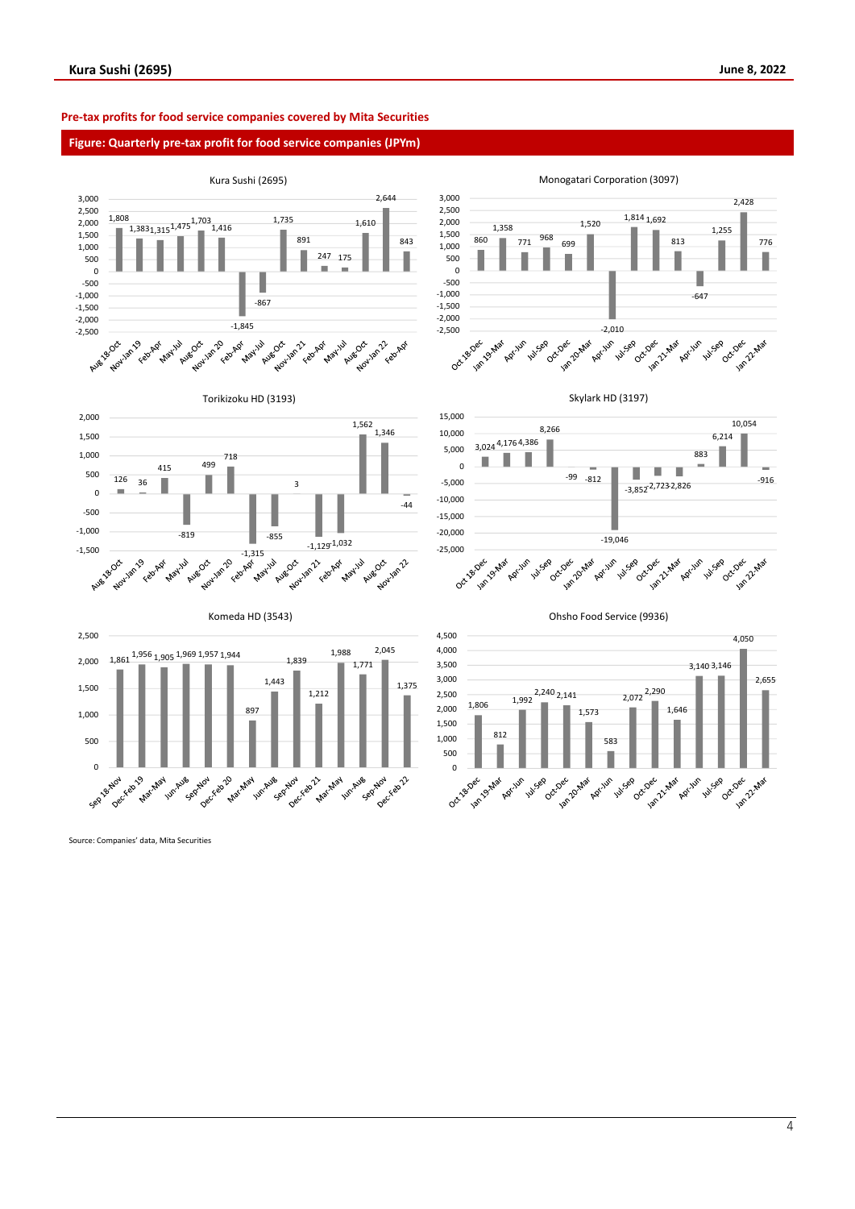### Pre-tax profits for food service companies covered by Mita Securities

**Figure: Quarterly pre-tax profit for food service companies (JPYm)**

**Kura Sushi (2695)**

| Period | Pre-tax profit |
|---|---|
| Aug 18-Oct | 1,808 |
| Nov-Jan 19 | 1,383 |
| Feb-Apr | 1,315 |
| May-Jul | 1,475 |
| Aug-Oct | 1,703 |
| Nov-Jan 20 | 1,416 |
| Feb-Apr | -1,845 |
| May-Jul | -867 |
| Aug-Oct | 1,735 |
| Nov-Jan 21 | 891 |
| Feb-Apr | 247 |
| May-Jul | 175 |
| Aug-Oct | 1,610 |
| Nov-Jan 22 | 2,644 |
| Feb-Apr | 843 |

**Monogatari Corporation (3097)**

| Period | Pre-tax profit |
|---|---|
| Oct 18-Dec | 860 |
| Jan 19-Mar | 1,358 |
| Apr-Jun | 771 |
| Jul-Sep | 968 |
| Oct-Dec | 699 |
| Jan 20-Mar | 1,520 |
| Apr-Jun | -2,010 |
| Jul-Sep | 1,814 |
| Oct-Dec | 1,692 |
| Jan 21-Mar | 813 |
| Apr-Jun | -647 |
| Jul-Sep | 1,255 |
| Oct-Dec | 2,428 |
| Jan 22-Mar | 776 |

**Torikizoku HD (3193)**

| Period | Pre-tax profit |
|---|---|
| Aug 18-Oct | 126 |
| Nov-Jan 19 | 36 |
| Feb-Apr | 415 |
| May-Jul | -819 |
| Aug-Oct | 499 |
| Nov-Jan 20 | 718 |
| Feb-Apr | -1,315 |
| May-Jul | -855 |
| Aug-Oct | 3 |
| Nov-Jan 21 | -1,129 |
| Feb-Apr | -1,032 |
| May-Jul | 1,562 |
| Aug-Oct | 1,346 |
| Nov-Jan 22 | -44 |

**Skylark HD (3197)**

| Period | Pre-tax profit |
|---|---|
| Oct 18-Dec | 3,024 |
| Jan 19-Mar | 4,176 |
| Apr-Jun | 4,386 |
| Jul-Sep | 8,266 |
| Oct-Dec | -99 |
| Jan 20-Mar | -812 |
| Apr-Jun | -19,046 |
| Jul-Sep | -3,852 |
| Oct-Dec | -2,723 |
| Jan 21-Mar | -2,826 |
| Apr-Jun | 883 |
| Jul-Sep | 6,214 |
| Oct-Dec | 10,054 |
| Jan 22-Mar | -916 |

**Komeda HD (3543)**

| Period | Pre-tax profit |
|---|---|
| Sep 18-Nov | 1,861 |
| Dec-Feb 19 | 1,956 |
| Mar-May | 1,905 |
| Jun-Aug | 1,969 |
| Sep-Nov | 1,957 |
| Dec-Feb 20 | 1,944 |
| Mar-May | 897 |
| Jun-Aug | 1,443 |
| Sep-Nov | 1,839 |
| Dec-Feb 21 | 1,212 |
| Mar-May | 1,988 |
| Jun-Aug | 1,771 |
| Sep-Nov | 2,045 |
| Dec-Feb 22 | 1,375 |

**Ohsho Food Service (9936)**

| Period | Pre-tax profit |
|---|---|
| Oct 18-Dec | 1,806 |
| Jan 19-Mar | 812 |
| Apr-Jun | 1,992 |
| Jul-Sep | 2,240 |
| Oct-Dec | 2,141 |
| Jan 20-Mar | 1,573 |
| Apr-Jun | 583 |
| Jul-Sep | 2,072 |
| Oct-Dec | 2,290 |
| Jan 21-Mar | 1,646 |
| Apr-Jun | 3,140 |
| Jul-Sep | 3,146 |
| Oct-Dec | 4,050 |
| Jan 22-Mar | 2,655 |

Source: Companies' data, Mita Securities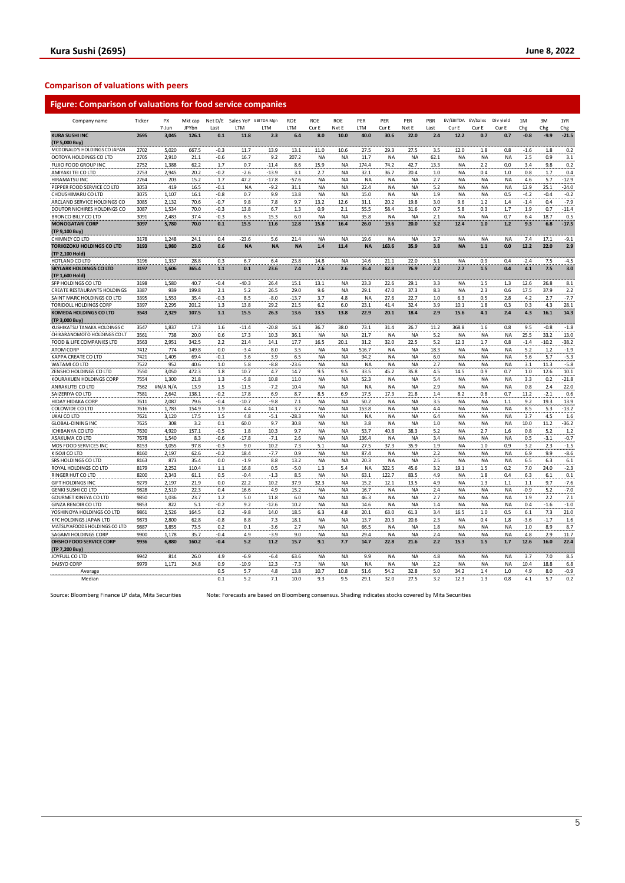## Comparison of valuations with peers

### Figure: Comparison of valuations for food service companies

| Company name | Ticker | PX 7-Jun | Mkt cap JPYbn | Net D/E Last | Sales YoY LTM | EBITDA Mgn LTM | ROE LTM | ROE Cur E | ROE Nxt E | PER LTM | PER Cur E | PER Nxt E | PBR Last | EV/EBITDA Cur E | EV/Sales Cur E | Div yield Cur E | 1M Chg | 3M Chg | 1YR Chg |
|---|---|---|---|---|---|---|---|---|---|---|---|---|---|---|---|---|---|---|---|
| **KURA SUSHI INC (TP 5,000 Buy)** | **2695** | **3,045** | **126.1** | **0.1** | **11.8** | **2.3** | **6.4** | **8.0** | **10.0** | **40.0** | **30.6** | **22.0** | **2.4** | **12.2** | **0.7** | **0.7** | **-0.8** | **-9.9** | **-21.5** |
| MCDONALD'S HOLDINGS CO JAPAN | 2702 | 5,020 | 667.5 | -0.3 | 11.7 | 13.9 | 13.1 | 11.0 | 10.6 | 27.5 | 29.3 | 27.5 | 3.5 | 12.0 | 1.8 | 0.8 | -1.6 | 1.8 | 0.2 |
| OOTOYA HOLDINGS CO LTD | 2705 | 2,910 | 21.1 | -0.6 | 16.7 | 9.2 | 207.2 | NA | NA | 11.7 | NA | NA | 62.1 | NA | NA | NA | 2.5 | 0.9 | 3.1 |
| FUJIO FOOD GROUP INC | 2752 | 1,388 | 62.2 | 1.7 | 0.7 | -11.4 | 8.6 | 15.9 | NA | 174.4 | 74.2 | 42.7 | 13.3 | NA | 2.2 | 0.0 | 3.4 | 9.8 | 0.2 |
| AMIYAKI TEI CO LTD | 2753 | 2,945 | 20.2 | -0.2 | -2.6 | -13.9 | 3.1 | 2.7 | NA | 32.1 | 36.7 | 20.4 | 1.0 | NA | 0.4 | 1.0 | 0.8 | 1.7 | 0.4 |
| HIRAMATSU INC | 2764 | 203 | 15.2 | 1.7 | 47.2 | -17.8 | -57.6 | NA | NA | NA | NA | NA | 2.7 | NA | NA | NA | 4.6 | 5.7 | -12.9 |
| PEPPER FOOD SERVICE CO LTD | 3053 | 419 | 16.5 | -0.1 | NA | -9.2 | 31.1 | NA | NA | 22.4 | NA | NA | 5.2 | NA | NA | NA | 12.9 | 25.1 | -24.0 |
| CHOUSHIMARU CO LTD | 3075 | 1,107 | 16.1 | -0.8 | 0.7 | 9.9 | 13.8 | NA | NA | 15.0 | NA | NA | 1.9 | NA | NA | 0.5 | -4.2 | -0.4 | -0.2 |
| ARCLAND SERVICE HOLDINGS CO | 3085 | 2,132 | 70.6 | -0.7 | 9.8 | 7.8 | 9.7 | 13.2 | 12.6 | 31.1 | 20.2 | 19.8 | 3.0 | 9.6 | 1.2 | 1.4 | -1.4 | 0.4 | -7.9 |
| DOUTOR NICHIRES HOLDINGS CO | 3087 | 1,534 | 70.0 | -0.3 | 13.8 | 6.7 | 1.3 | 0.9 | 2.1 | 55.5 | 58.4 | 31.6 | 0.7 | 5.8 | 0.3 | 1.7 | 1.9 | 0.7 | -11.4 |
| BRONCO BILLY CO LTD | 3091 | 2,483 | 37.4 | -0.3 | 6.5 | 15.3 | 6.0 | NA | NA | 35.8 | NA | NA | 2.1 | NA | NA | 0.7 | 6.4 | 18.7 | 0.5 |
| **MONOGATARI CORP (TP 9,100 Buy)** | **3097** | **5,780** | **70.0** | **0.1** | **15.5** | **11.6** | **12.8** | **15.8** | **16.4** | **26.0** | **19.6** | **20.0** | **3.2** | **12.4** | **1.0** | **1.2** | **9.3** | **6.8** | **-17.5** |
| CHIMNEY CO LTD | 3178 | 1,248 | 24.1 | 0.4 | -23.6 | 5.6 | 21.4 | NA | NA | 19.6 | NA | NA | 3.7 | NA | NA | NA | 7.4 | 17.1 | -9.1 |
| **TORIKIZOKU HOLDINGS CO LTD (TP 2,100 Hold)** | **3193** | **1,980** | **23.0** | **0.6** | **NA** | **NA** | **NA** | **1.4** | **11.4** | **NA** | **163.6** | **35.9** | **3.8** | **NA** | **1.1** | **0.0** | **12.2** | **22.0** | **2.9** |
| HOTLAND CO LTD | 3196 | 1,337 | 28.8 | 0.3 | 6.7 | 6.4 | 23.8 | 14.8 | NA | 14.6 | 21.1 | 22.0 | 3.1 | NA | 0.9 | 0.4 | -2.4 | 7.5 | -4.5 |
| **SKYLARK HOLDINGS CO LTD (TP 1,600 Hold)** | **3197** | **1,606** | **365.4** | **1.1** | **0.1** | **23.6** | **7.4** | **2.6** | **2.6** | **35.4** | **82.8** | **76.9** | **2.2** | **7.7** | **1.5** | **0.4** | **4.1** | **7.5** | **3.0** |
| SFP HOLDINGS CO LTD | 3198 | 1,580 | 40.7 | -0.4 | -40.3 | 26.4 | 15.1 | 13.1 | NA | 23.3 | 22.6 | 29.1 | 3.3 | NA | 1.5 | 1.3 | 12.6 | 26.8 | 8.1 |
| CREATE RESTAURANTS HOLDINGS | 3387 | 939 | 199.8 | 2.1 | 5.2 | 26.5 | 29.0 | 9.6 | NA | 29.1 | 47.0 | 37.3 | 8.3 | NA | 2.3 | 0.6 | 17.5 | 37.9 | 2.2 |
| SAINT MARC HOLDINGS CO LTD | 3395 | 1,553 | 35.4 | -0.3 | 8.5 | -8.0 | -13.7 | 3.7 | 4.8 | NA | 27.6 | 22.7 | 1.0 | 6.3 | 0.5 | 2.8 | 4.2 | 2.7 | -7.7 |
| TORIDOLL HOLDINGS CORP | 3397 | 2,295 | 201.2 | 1.3 | 13.8 | 29.2 | 21.5 | 6.2 | 6.0 | 23.1 | 41.4 | 32.4 | 3.9 | 10.1 | 1.8 | 0.3 | 0.3 | 4.3 | 28.1 |
| **KOMEDA HOLDINGS CO LTD (TP 3,000 Buy)** | **3543** | **2,329** | **107.5** | **1.1** | **15.5** | **26.3** | **13.6** | **13.5** | **13.8** | **22.9** | **20.1** | **18.4** | **2.9** | **15.6** | **4.1** | **2.4** | **4.3** | **16.1** | **14.3** |
| KUSHIKATSU TANAKA HOLDINGS C | 3547 | 1,837 | 17.3 | 1.6 | -11.4 | -20.8 | 16.1 | 36.7 | 38.0 | 73.1 | 31.4 | 26.7 | 11.2 | 368.8 | 1.6 | 0.8 | 9.5 | -0.8 | -1.8 |
| CHIKARANOMOTO HOLDINGS CO LT | 3561 | 738 | 20.0 | 0.6 | 17.3 | 10.3 | 36.1 | NA | NA | 21.7 | NA | NA | 5.2 | NA | NA | NA | 25.5 | 33.2 | 13.0 |
| FOOD & LIFE COMPANIES LTD | 3563 | 2,951 | 342.5 | 2.2 | 21.4 | 14.1 | 17.7 | 16.5 | 20.1 | 31.2 | 32.0 | 22.5 | 5.2 | 12.3 | 1.7 | 0.8 | -1.4 | -10.2 | -38.2 |
| ATOM CORP | 7412 | 774 | 149.8 | 0.0 | -3.4 | 8.0 | 3.5 | NA | NA | 516.7 | NA | NA | 18.3 | NA | NA | NA | 5.2 | 1.2 | -1.9 |
| KAPPA CREATE CO LTD | 7421 | 1,405 | 69.4 | -0.1 | 3.6 | 3.9 | 6.5 | NA | NA | 94.2 | NA | NA | 6.0 | NA | NA | NA | 5.6 | 5.7 | -5.3 |
| WATAMI CO LTD | 7522 | 952 | 40.6 | 1.0 | 5.8 | -8.8 | -23.6 | NA | NA | NA | NA | NA | 2.7 | NA | NA | NA | 3.1 | 11.3 | -5.8 |
| ZENSHO HOLDINGS CO LTD | 7550 | 3,050 | 472.3 | 1.8 | 10.7 | 4.7 | 14.7 | 9.5 | 9.5 | 33.5 | 45.2 | 35.8 | 4.5 | 14.5 | 0.9 | 0.7 | 1.0 | 12.6 | 10.1 |
| KOURAKUEN HOLDINGS CORP | 7554 | 1,300 | 21.8 | 1.3 | -5.8 | 10.8 | 11.0 | NA | NA | 52.3 | NA | NA | 5.4 | NA | NA | NA | 3.3 | 0.2 | -21.8 |
| ANRAKUTEI CO LTD | 7562 | #N/A N/A | 13.9 | 1.5 | -11.5 | -7.2 | 10.4 | NA | NA | NA | NA | NA | 2.9 | NA | NA | NA | 0.8 | 2.4 | 22.0 |
| SAIZERIYA CO LTD | 7581 | 2,642 | 138.1 | -0.2 | 17.8 | 6.9 | 8.7 | 8.5 | 6.9 | 17.5 | 17.3 | 21.8 | 1.4 | 8.2 | 0.8 | 0.7 | 11.2 | -2.1 | 0.6 |
| HIDAY HIDAKA CORP | 7611 | 2,087 | 79.6 | -0.4 | -10.7 | -9.8 | 7.1 | NA | NA | 50.2 | NA | NA | 3.5 | NA | NA | 1.1 | 9.2 | 19.3 | 13.9 |
| COLOWIDE CO LTD | 7616 | 1,783 | 154.9 | 1.9 | 4.4 | 14.1 | 3.7 | NA | NA | 153.8 | NA | NA | 4.4 | NA | NA | NA | 8.5 | 5.3 | -13.2 |
| UKAI CO LTD | 7621 | 3,120 | 17.5 | 1.5 | 4.8 | -5.1 | -28.3 | NA | NA | NA | NA | NA | 6.4 | NA | NA | NA | 3.7 | 4.5 | 1.6 |
| GLOBAL-DINING INC | 7625 | 308 | 3.2 | 0.1 | 60.0 | 9.7 | 30.8 | NA | NA | 3.8 | NA | NA | 1.0 | NA | NA | NA | 10.0 | 11.2 | -36.2 |
| ICHIBANYA CO LTD | 7630 | 4,920 | 157.1 | -0.5 | 1.8 | 10.3 | 9.7 | NA | NA | 53.7 | 40.8 | 38.3 | 5.2 | NA | 2.7 | 1.6 | 0.8 | 5.2 | 1.2 |
| ASAKUMA CO LTD | 7678 | 1,540 | 8.3 | -0.6 | -17.8 | -7.1 | 2.6 | NA | NA | 136.4 | NA | NA | 3.4 | NA | NA | NA | 0.5 | -3.1 | -0.7 |
| MOS FOOD SERVICES INC | 8153 | 3,055 | 97.8 | -0.3 | 9.0 | 10.2 | 7.3 | 5.1 | NA | 27.5 | 37.3 | 35.9 | 1.9 | NA | 1.0 | 0.9 | 3.2 | 2.3 | -1.5 |
| KISOJI CO LTD | 8160 | 2,197 | 62.6 | -0.2 | 18.4 | -7.7 | 0.9 | NA | NA | 87.4 | NA | NA | 2.2 | NA | NA | NA | 6.9 | 9.9 | -8.6 |
| SRS HOLDINGS CO LTD | 8163 | 873 | 35.4 | 0.0 | -1.9 | 8.8 | 13.2 | NA | NA | 20.3 | NA | NA | 2.5 | NA | NA | NA | 6.5 | 6.3 | 6.1 |
| ROYAL HOLDINGS CO LTD | 8179 | 2,252 | 110.4 | 1.1 | 16.8 | 0.5 | -5.0 | 1.3 | 5.4 | NA | 322.5 | 45.6 | 3.2 | 19.1 | 1.5 | 0.2 | 7.0 | 24.0 | -2.3 |
| RINGER HUT CO LTD | 8200 | 2,343 | 61.1 | 0.5 | -0.4 | -1.3 | 8.5 | NA | NA | 63.1 | 122.7 | 83.5 | 4.9 | NA | 1.8 | 0.4 | 6.3 | 6.1 | 0.1 |
| GIFT HOLDINGS INC | 9279 | 2,197 | 21.9 | 0.0 | 22.2 | 10.2 | 37.9 | 32.3 | NA | 15.2 | 12.1 | 13.5 | 4.9 | NA | 1.3 | 1.1 | 1.1 | 9.7 | -7.6 |
| GENKI SUSHI CO LTD | 9828 | 2,510 | 22.3 | 0.4 | 16.6 | 4.9 | 15.2 | NA | NA | 16.7 | NA | NA | 2.4 | NA | NA | NA | -0.9 | 5.2 | -7.0 |
| GOURMET KINEYA CO LTD | 9850 | 1,036 | 23.7 | 1.2 | 5.0 | 11.8 | 6.0 | NA | NA | 46.3 | NA | NA | 2.7 | NA | NA | NA | 1.9 | 2.2 | 7.1 |
| GINZA RENOIR CO LTD | 9853 | 822 | 5.1 | -0.2 | 9.2 | -12.6 | 10.2 | NA | NA | 14.6 | NA | NA | 1.4 | NA | NA | NA | 0.4 | -1.6 | -1.0 |
| YOSHINOYA HOLDINGS CO LTD | 9861 | 2,526 | 164.5 | 0.2 | -9.8 | 14.0 | 18.5 | 6.3 | 4.8 | 20.1 | 63.0 | 61.3 | 3.4 | 16.5 | 1.0 | 0.5 | 6.1 | 7.3 | 21.0 |
| KFC HOLDINGS JAPAN LTD | 9873 | 2,800 | 62.8 | -0.8 | 8.8 | 7.3 | 18.1 | NA | NA | 13.7 | 20.3 | 20.6 | 2.3 | NA | 0.4 | 1.8 | -3.6 | -1.7 | 1.6 |
| MATSUYAFOODS HOLDINGS CO LTD | 9887 | 3,855 | 73.5 | 0.2 | 0.1 | -3.6 | 2.7 | NA | NA | 66.5 | NA | NA | 1.8 | NA | NA | NA | 1.0 | 8.9 | 8.7 |
| SAGAMI HOLDINGS CORP | 9900 | 1,178 | 35.7 | -0.4 | 4.9 | -3.9 | 9.0 | NA | NA | 29.4 | NA | NA | 2.4 | NA | NA | NA | 4.8 | 2.9 | 11.7 |
| **OHSHO FOOD SERVICE CORP (TP 7,200 Buy)** | **9936** | **6,880** | **160.2** | **-0.4** | **5.2** | **11.2** | **15.7** | **9.1** | **7.7** | **14.7** | **22.8** | **21.6** | **2.2** | **15.3** | **1.5** | **1.7** | **12.6** | **16.0** | **22.4** |
| JOYFULL CO LTD | 9942 | 814 | 26.0 | 4.9 | -6.9 | -6.4 | 63.6 | NA | NA | 9.9 | NA | NA | 4.8 | NA | NA | NA | 3.7 | 7.0 | 8.5 |
| DAISYO CORP | 9979 | 1,171 | 24.8 | 0.9 | -10.9 | 12.3 | -7.3 | NA | NA | NA | NA | NA | 2.2 | NA | NA | NA | 10.4 | 18.8 | 6.8 |
| Average | | | | 0.5 | 5.7 | 4.8 | 13.8 | 10.7 | 10.8 | 51.6 | 54.2 | 32.8 | 5.0 | 34.2 | 1.4 | 1.0 | 4.9 | 8.0 | -0.9 |
| Median | | | | 0.1 | 5.2 | 7.1 | 10.0 | 9.3 | 9.5 | 29.1 | 32.0 | 27.5 | 3.2 | 12.3 | 1.3 | 0.8 | 4.1 | 5.7 | 0.2 |

Source: Bloomberg Finance LP data, Mita Securities    Note: Forecasts are based on Bloomberg consensus. Shading indicates stocks covered by Mita Securities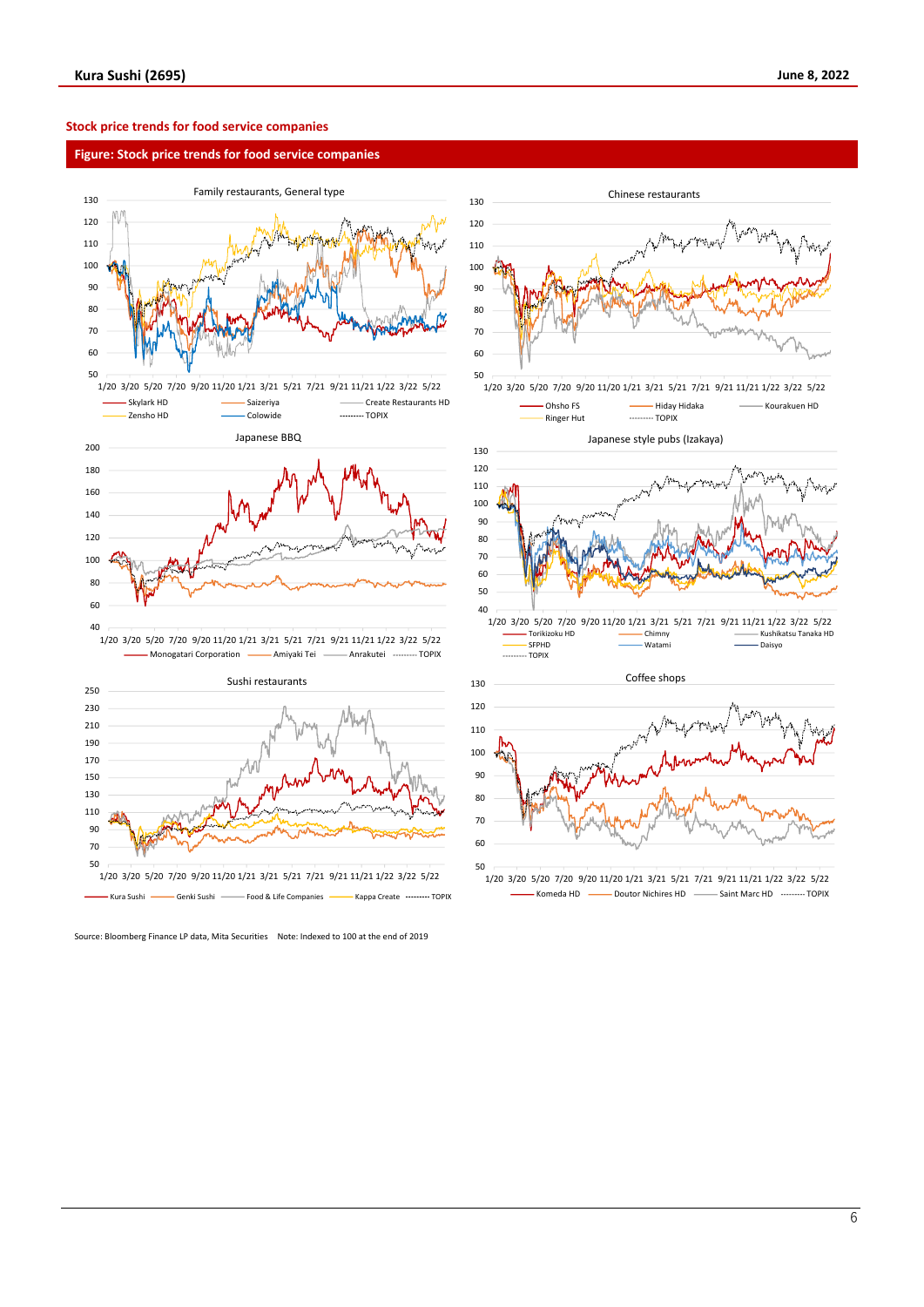## Stock price trends for food service companies

**Figure: Stock price trends for food service companies**

Family restaurants, General type

Skylark HD, Saizeriya, Create Restaurants HD, Zensho HD, Colowide, TOPIX

Chinese restaurants

Ohsho FS, Hiday Hidaka, Kourakuen HD, Ringer Hut, TOPIX

Japanese BBQ

Monogatari Corporation, Amiyaki Tei, Anrakutei, TOPIX

Japanese style pubs (Izakaya)

Torikizoku HD, Chimny, Kushikatsu Tanaka HD, SFPHD, Watami, Daisyo, TOPIX

Sushi restaurants

Kura Sushi, Genki Sushi, Food & Life Companies, Kappa Create, TOPIX

Coffee shops

Komeda HD, Doutor Nichires HD, Saint Marc HD, TOPIX

Source: Bloomberg Finance LP data, Mita Securities  Note: Indexed to 100 at the end of 2019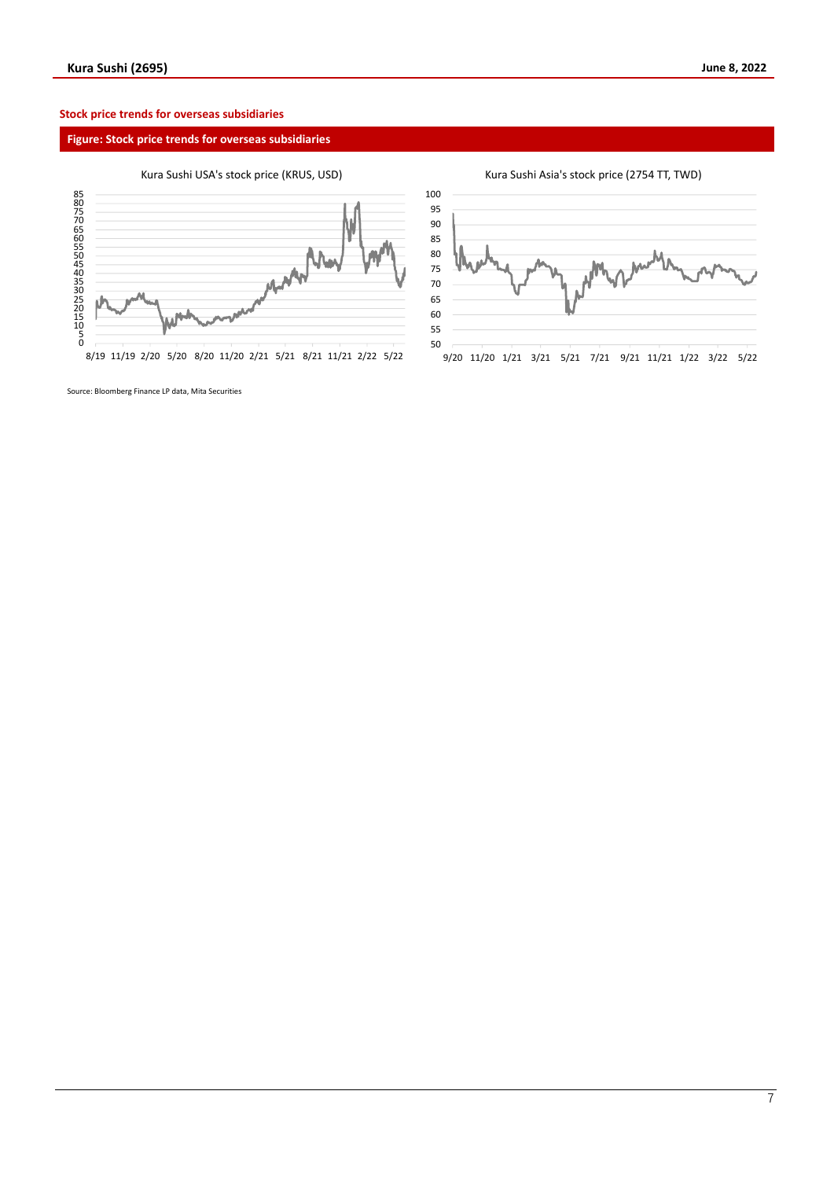### Stock price trends for overseas subsidiaries

**Figure: Stock price trends for overseas subsidiaries**

Kura Sushi USA's stock price (KRUS, USD)

Kura Sushi Asia's stock price (2754 TT, TWD)

Source: Bloomberg Finance LP data, Mita Securities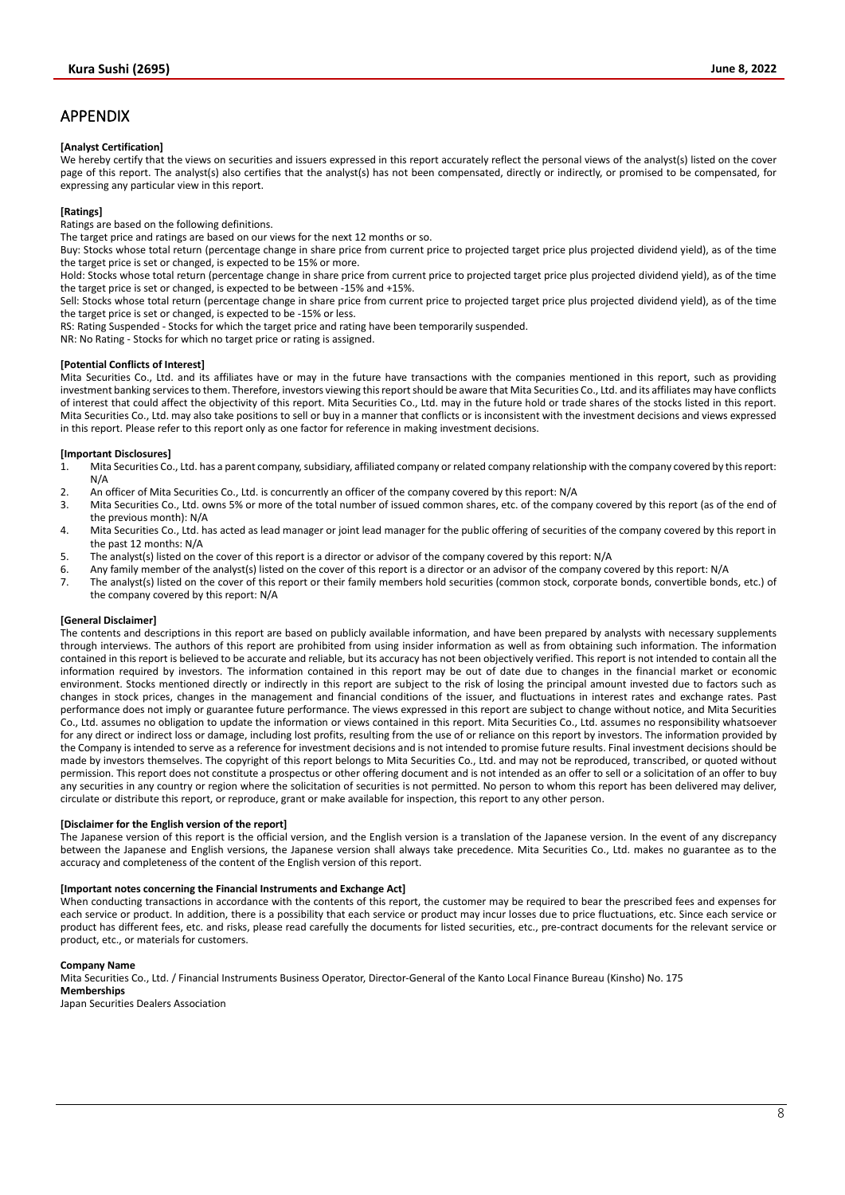# APPENDIX

**[Analyst Certification]**

We hereby certify that the views on securities and issuers expressed in this report accurately reflect the personal views of the analyst(s) listed on the cover page of this report. The analyst(s) also certifies that the analyst(s) has not been compensated, directly or indirectly, or promised to be compensated, for expressing any particular view in this report.

**[Ratings]**

Ratings are based on the following definitions.

The target price and ratings are based on our views for the next 12 months or so.

Buy: Stocks whose total return (percentage change in share price from current price to projected target price plus projected dividend yield), as of the time the target price is set or changed, is expected to be 15% or more.

Hold: Stocks whose total return (percentage change in share price from current price to projected target price plus projected dividend yield), as of the time the target price is set or changed, is expected to be between -15% and +15%.

Sell: Stocks whose total return (percentage change in share price from current price to projected target price plus projected dividend yield), as of the time the target price is set or changed, is expected to be -15% or less.

RS: Rating Suspended - Stocks for which the target price and rating have been temporarily suspended.

NR: No Rating - Stocks for which no target price or rating is assigned.

**[Potential Conflicts of Interest]**

Mita Securities Co., Ltd. and its affiliates have or may in the future have transactions with the companies mentioned in this report, such as providing investment banking services to them. Therefore, investors viewing this report should be aware that Mita Securities Co., Ltd. and its affiliates may have conflicts of interest that could affect the objectivity of this report. Mita Securities Co., Ltd. may in the future hold or trade shares of the stocks listed in this report. Mita Securities Co., Ltd. may also take positions to sell or buy in a manner that conflicts or is inconsistent with the investment decisions and views expressed in this report. Please refer to this report only as one factor for reference in making investment decisions.

**[Important Disclosures]**

1. Mita Securities Co., Ltd. has a parent company, subsidiary, affiliated company or related company relationship with the company covered by this report: N/A
2. An officer of Mita Securities Co., Ltd. is concurrently an officer of the company covered by this report: N/A
3. Mita Securities Co., Ltd. owns 5% or more of the total number of issued common shares, etc. of the company covered by this report (as of the end of the previous month): N/A
4. Mita Securities Co., Ltd. has acted as lead manager or joint lead manager for the public offering of securities of the company covered by this report in the past 12 months: N/A
5. The analyst(s) listed on the cover of this report is a director or advisor of the company covered by this report: N/A
6. Any family member of the analyst(s) listed on the cover of this report is a director or an advisor of the company covered by this report: N/A
7. The analyst(s) listed on the cover of this report or their family members hold securities (common stock, corporate bonds, convertible bonds, etc.) of the company covered by this report: N/A

**[General Disclaimer]**

The contents and descriptions in this report are based on publicly available information, and have been prepared by analysts with necessary supplements through interviews. The authors of this report are prohibited from using insider information as well as from obtaining such information. The information contained in this report is believed to be accurate and reliable, but its accuracy has not been objectively verified. This report is not intended to contain all the information required by investors. The information contained in this report may be out of date due to changes in the financial market or economic environment. Stocks mentioned directly or indirectly in this report are subject to the risk of losing the principal amount invested due to factors such as changes in stock prices, changes in the management and financial conditions of the issuer, and fluctuations in interest rates and exchange rates. Past performance does not imply or guarantee future performance. The views expressed in this report are subject to change without notice, and Mita Securities Co., Ltd. assumes no obligation to update the information or views contained in this report. Mita Securities Co., Ltd. assumes no responsibility whatsoever for any direct or indirect loss or damage, including lost profits, resulting from the use of or reliance on this report by investors. The information provided by the Company is intended to serve as a reference for investment decisions and is not intended to promise future results. Final investment decisions should be made by investors themselves. The copyright of this report belongs to Mita Securities Co., Ltd. and may not be reproduced, transcribed, or quoted without permission. This report does not constitute a prospectus or other offering document and is not intended as an offer to sell or a solicitation of an offer to buy any securities in any country or region where the solicitation of securities is not permitted. No person to whom this report has been delivered may deliver, circulate or distribute this report, or reproduce, grant or make available for inspection, this report to any other person.

**[Disclaimer for the English version of the report]**

The Japanese version of this report is the official version, and the English version is a translation of the Japanese version. In the event of any discrepancy between the Japanese and English versions, the Japanese version shall always take precedence. Mita Securities Co., Ltd. makes no guarantee as to the accuracy and completeness of the content of the English version of this report.

**[Important notes concerning the Financial Instruments and Exchange Act]**

When conducting transactions in accordance with the contents of this report, the customer may be required to bear the prescribed fees and expenses for each service or product. In addition, there is a possibility that each service or product may incur losses due to price fluctuations, etc. Since each service or product has different fees, etc. and risks, please read carefully the documents for listed securities, etc., pre-contract documents for the relevant service or product, etc., or materials for customers.

**Company Name**

Mita Securities Co., Ltd. / Financial Instruments Business Operator, Director-General of the Kanto Local Finance Bureau (Kinsho) No. 175

**Memberships**

Japan Securities Dealers Association